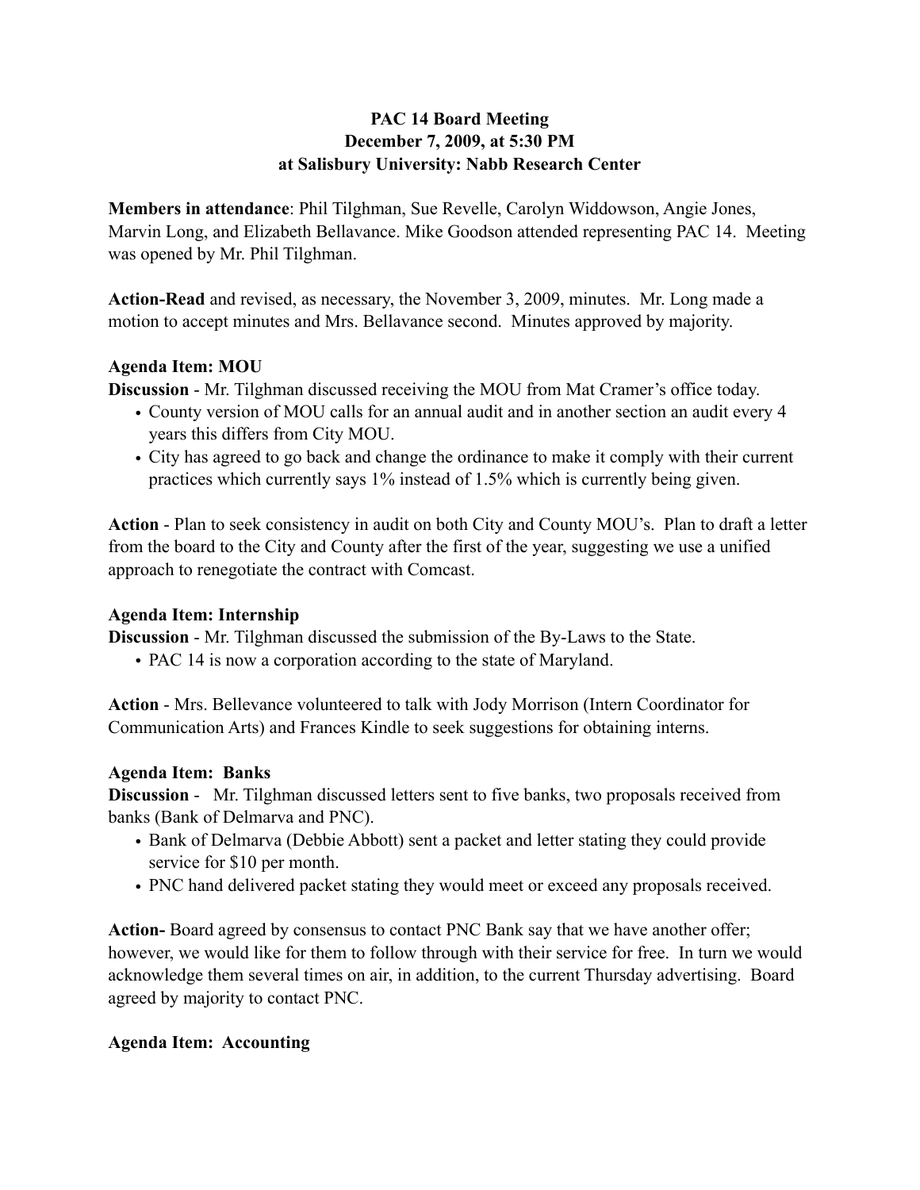**PAC 14 Board Meeting**
**December 7, 2009, at 5:30 PM**
**at Salisbury University: Nabb Research Center**

**Members in attendance**: Phil Tilghman, Sue Revelle, Carolyn Widdowson, Angie Jones, Marvin Long, and Elizabeth Bellavance. Mike Goodson attended representing PAC 14. Meeting was opened by Mr. Phil Tilghman.

**Action-Read** and revised, as necessary, the November 3, 2009, minutes. Mr. Long made a motion to accept minutes and Mrs. Bellavance second. Minutes approved by majority.

**Agenda Item: MOU**

**Discussion** - Mr. Tilghman discussed receiving the MOU from Mat Cramer's office today.

- County version of MOU calls for an annual audit and in another section an audit every 4 years this differs from City MOU.
- City has agreed to go back and change the ordinance to make it comply with their current practices which currently says 1% instead of 1.5% which is currently being given.

**Action** - Plan to seek consistency in audit on both City and County MOU's. Plan to draft a letter from the board to the City and County after the first of the year, suggesting we use a unified approach to renegotiate the contract with Comcast.

**Agenda Item: Internship**

**Discussion** - Mr. Tilghman discussed the submission of the By-Laws to the State.

- PAC 14 is now a corporation according to the state of Maryland.

**Action** - Mrs. Bellevance volunteered to talk with Jody Morrison (Intern Coordinator for Communication Arts) and Frances Kindle to seek suggestions for obtaining interns.

**Agenda Item: Banks**

**Discussion** - Mr. Tilghman discussed letters sent to five banks, two proposals received from banks (Bank of Delmarva and PNC).

- Bank of Delmarva (Debbie Abbott) sent a packet and letter stating they could provide service for $10 per month.
- PNC hand delivered packet stating they would meet or exceed any proposals received.

**Action-** Board agreed by consensus to contact PNC Bank say that we have another offer; however, we would like for them to follow through with their service for free. In turn we would acknowledge them several times on air, in addition, to the current Thursday advertising. Board agreed by majority to contact PNC.

**Agenda Item: Accounting**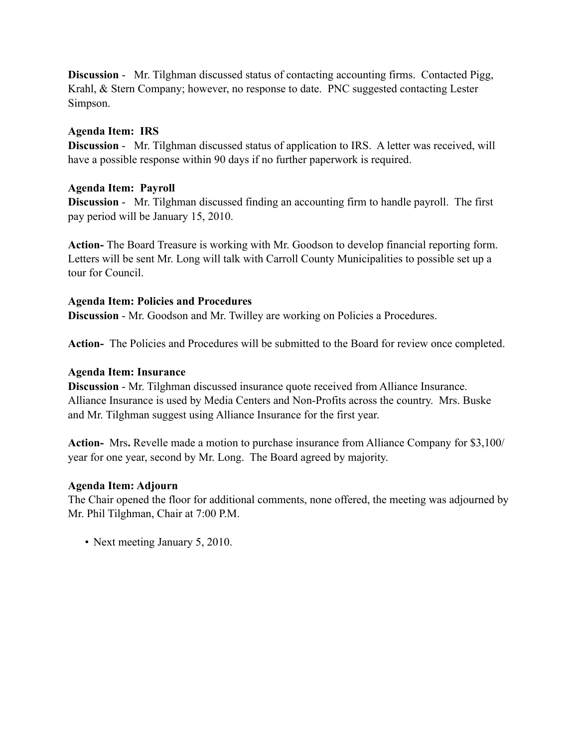**Discussion** - Mr. Tilghman discussed status of contacting accounting firms. Contacted Pigg, Krahl, & Stern Company; however, no response to date. PNC suggested contacting Lester Simpson.

**Agenda Item: IRS**
**Discussion** - Mr. Tilghman discussed status of application to IRS. A letter was received, will have a possible response within 90 days if no further paperwork is required.

**Agenda Item: Payroll**
**Discussion** - Mr. Tilghman discussed finding an accounting firm to handle payroll. The first pay period will be January 15, 2010.

**Action-** The Board Treasure is working with Mr. Goodson to develop financial reporting form. Letters will be sent Mr. Long will talk with Carroll County Municipalities to possible set up a tour for Council.

**Agenda Item: Policies and Procedures**
**Discussion** - Mr. Goodson and Mr. Twilley are working on Policies a Procedures.

**Action-** The Policies and Procedures will be submitted to the Board for review once completed.

**Agenda Item: Insurance**
**Discussion** - Mr. Tilghman discussed insurance quote received from Alliance Insurance. Alliance Insurance is used by Media Centers and Non-Profits across the country. Mrs. Buske and Mr. Tilghman suggest using Alliance Insurance for the first year.

**Action-** Mrs**.** Revelle made a motion to purchase insurance from Alliance Company for $3,100/ year for one year, second by Mr. Long. The Board agreed by majority.

**Agenda Item: Adjourn**
The Chair opened the floor for additional comments, none offered, the meeting was adjourned by Mr. Phil Tilghman, Chair at 7:00 P.M.

- Next meeting January 5, 2010.